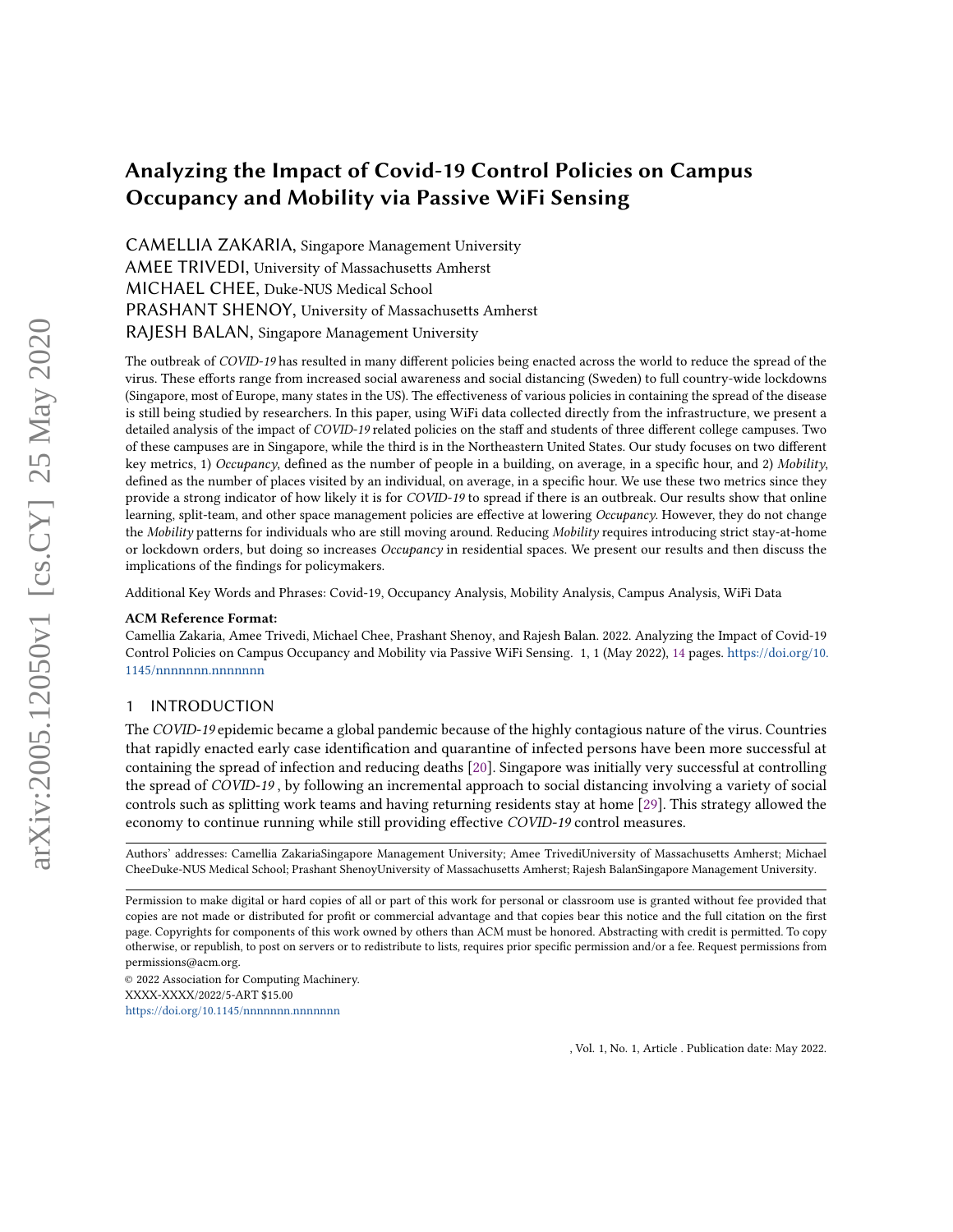# Analyzing the Impact of Covid-19 Control Policies on Campus Occupancy and Mobility via Passive WiFi Sensing

CAMELLIA ZAKARIA, Singapore Management University

AMEE TRIVEDI, University of Massachusetts Amherst

MICHAEL CHEE, Duke-NUS Medical School

PRASHANT SHENOY, University of Massachusetts Amherst

RAJESH BALAN, Singapore Management University

The outbreak of *COVID-19* has resulted in many different policies being enacted across the world to reduce the spread of the virus. These efforts range from increased social awareness and social distancing (Sweden) to full country-wide lockdowns (Singapore, most of Europe, many states in the US). The effectiveness of various policies in containing the spread of the disease is still being studied by researchers. In this paper, using WiFi data collected directly from the infrastructure, we present a detailed analysis of the impact of *COVID-19* related policies on the staff and students of three different college campuses. Two of these campuses are in Singapore, while the third is in the Northeastern United States. Our study focuses on two different key metrics, 1) *Occupancy*, defined as the number of people in a building, on average, in a specific hour, and 2) *Mobility*, defined as the number of places visited by an individual, on average, in a specific hour. We use these two metrics since they provide a strong indicator of how likely it is for *COVID-19* to spread if there is an outbreak. Our results show that online learning, split-team, and other space management policies are effective at lowering *Occupancy*. However, they do not change the *Mobility* patterns for individuals who are still moving around. Reducing *Mobility* requires introducing strict stay-at-home or lockdown orders, but doing so increases *Occupancy* in residential spaces. We present our results and then discuss the implications of the findings for policymakers.

Additional Key Words and Phrases: Covid-19, Occupancy Analysis, Mobility Analysis, Campus Analysis, WiFi Data

**ACM Reference Format:**

Camellia Zakaria, Amee Trivedi, Michael Chee, Prashant Shenoy, and Rajesh Balan. 2022. Analyzing the Impact of Covid-19 Control Policies on Campus Occupancy and Mobility via Passive WiFi Sensing. 1, 1 (May 2022), 14 pages. https://doi.org/10.1145/nnnnnnn.nnnnnnn

## 1 INTRODUCTION

The *COVID-19* epidemic became a global pandemic because of the highly contagious nature of the virus. Countries that rapidly enacted early case identification and quarantine of infected persons have been more successful at containing the spread of infection and reducing deaths [20]. Singapore was initially very successful at controlling the spread of *COVID-19* , by following an incremental approach to social distancing involving a variety of social controls such as splitting work teams and having returning residents stay at home [29]. This strategy allowed the economy to continue running while still providing effective *COVID-19* control measures.

Authors' addresses: Camellia ZakariaSingapore Management University; Amee TrivediUniversity of Massachusetts Amherst; Michael CheeDuke-NUS Medical School; Prashant ShenoyUniversity of Massachusetts Amherst; Rajesh BalanSingapore Management University.

Permission to make digital or hard copies of all or part of this work for personal or classroom use is granted without fee provided that copies are not made or distributed for profit or commercial advantage and that copies bear this notice and the full citation on the first page. Copyrights for components of this work owned by others than ACM must be honored. Abstracting with credit is permitted. To copy otherwise, or republish, to post on servers or to redistribute to lists, requires prior specific permission and/or a fee. Request permissions from permissions@acm.org.

© 2022 Association for Computing Machinery.
XXXX-XXXX/2022/5-ART $15.00
https://doi.org/10.1145/nnnnnnn.nnnnnnn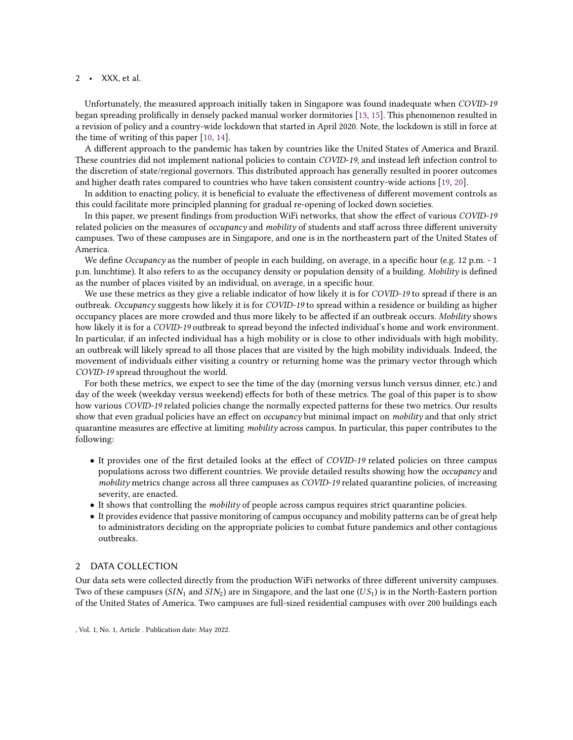Unfortunately, the measured approach initially taken in Singapore was found inadequate when *COVID-19* began spreading prolifically in densely packed manual worker dormitories [13, 15]. This phenomenon resulted in a revision of policy and a country-wide lockdown that started in April 2020. Note, the lockdown is still in force at the time of writing of this paper [10, 14].

A different approach to the pandemic has taken by countries like the United States of America and Brazil. These countries did not implement national policies to contain *COVID-19*, and instead left infection control to the discretion of state/regional governors. This distributed approach has generally resulted in poorer outcomes and higher death rates compared to countries who have taken consistent country-wide actions [19, 20].

In addition to enacting policy, it is beneficial to evaluate the effectiveness of different movement controls as this could facilitate more principled planning for gradual re-opening of locked down societies.

In this paper, we present findings from production WiFi networks, that show the effect of various *COVID-19* related policies on the measures of *occupancy* and *mobility* of students and staff across three different university campuses. Two of these campuses are in Singapore, and one is in the northeastern part of the United States of America.

We define *Occupancy* as the number of people in each building, on average, in a specific hour (e.g. 12 p.m. - 1 p.m. lunchtime). It also refers to as the occupancy density or population density of a building. *Mobility* is defined as the number of places visited by an individual, on average, in a specific hour.

We use these metrics as they give a reliable indicator of how likely it is for *COVID-19* to spread if there is an outbreak. *Occupancy* suggests how likely it is for *COVID-19* to spread within a residence or building as higher occupancy places are more crowded and thus more likely to be affected if an outbreak occurs. *Mobility* shows how likely it is for a *COVID-19* outbreak to spread beyond the infected individual's home and work environment. In particular, if an infected individual has a high mobility or is close to other individuals with high mobility, an outbreak will likely spread to all those places that are visited by the high mobility individuals. Indeed, the movement of individuals either visiting a country or returning home was the primary vector through which *COVID-19* spread throughout the world.

For both these metrics, we expect to see the time of the day (morning versus lunch versus dinner, etc.) and day of the week (weekday versus weekend) effects for both of these metrics. The goal of this paper is to show how various *COVID-19* related policies change the normally expected patterns for these two metrics. Our results show that even gradual policies have an effect on *occupancy* but minimal impact on *mobility* and that only strict quarantine measures are effective at limiting *mobility* across campus. In particular, this paper contributes to the following:

- It provides one of the first detailed looks at the effect of *COVID-19* related policies on three campus populations across two different countries. We provide detailed results showing how the *occupancy* and *mobility* metrics change across all three campuses as *COVID-19* related quarantine policies, of increasing severity, are enacted.
- It shows that controlling the *mobility* of people across campus requires strict quarantine policies.
- It provides evidence that passive monitoring of campus occupancy and mobility patterns can be of great help to administrators deciding on the appropriate policies to combat future pandemics and other contagious outbreaks.

## 2 DATA COLLECTION

Our data sets were collected directly from the production WiFi networks of three different university campuses. Two of these campuses ($SIN_1$ and $SIN_2$) are in Singapore, and the last one ($US_1$) is in the North-Eastern portion of the United States of America. Two campuses are full-sized residential campuses with over 200 buildings each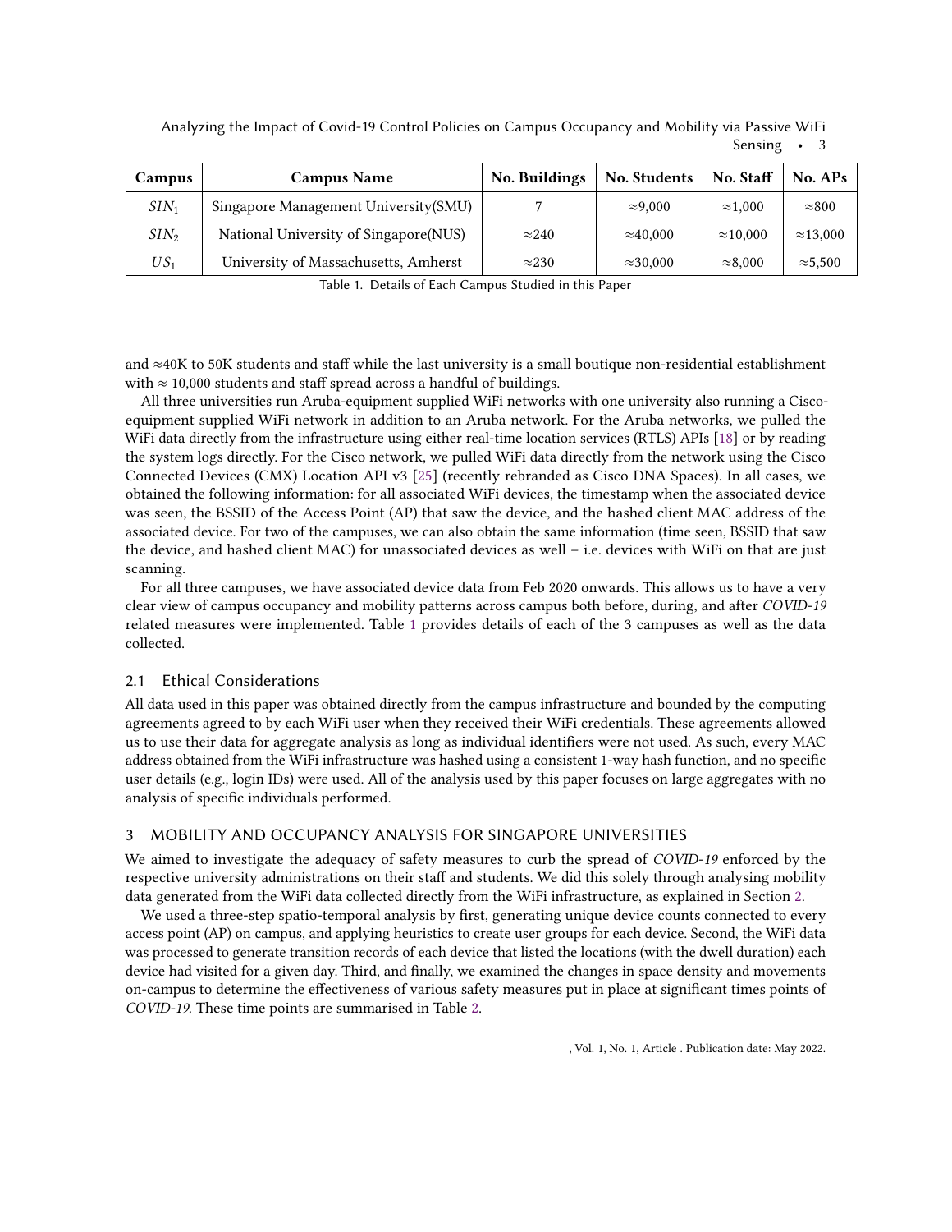| Campus | Campus Name | No. Buildings | No. Students | No. Staff | No. APs |
|---|---|---|---|---|---|
| $SIN_1$ | Singapore Management University(SMU) | 7 | ≈9,000 | ≈1,000 | ≈800 |
| $SIN_2$ | National University of Singapore(NUS) | ≈240 | ≈40,000 | ≈10,000 | ≈13,000 |
| $US_1$ | University of Massachusetts, Amherst | ≈230 | ≈30,000 | ≈8,000 | ≈5,500 |

Table 1. Details of Each Campus Studied in this Paper

and ≈40K to 50K students and staff while the last university is a small boutique non-residential establishment with ≈ 10,000 students and staff spread across a handful of buildings.

All three universities run Aruba-equipment supplied WiFi networks with one university also running a Cisco-equipment supplied WiFi network in addition to an Aruba network. For the Aruba networks, we pulled the WiFi data directly from the infrastructure using either real-time location services (RTLS) APIs [18] or by reading the system logs directly. For the Cisco network, we pulled WiFi data directly from the network using the Cisco Connected Devices (CMX) Location API v3 [25] (recently rebranded as Cisco DNA Spaces). In all cases, we obtained the following information: for all associated WiFi devices, the timestamp when the associated device was seen, the BSSID of the Access Point (AP) that saw the device, and the hashed client MAC address of the associated device. For two of the campuses, we can also obtain the same information (time seen, BSSID that saw the device, and hashed client MAC) for unassociated devices as well – i.e. devices with WiFi on that are just scanning.

For all three campuses, we have associated device data from Feb 2020 onwards. This allows us to have a very clear view of campus occupancy and mobility patterns across campus both before, during, and after *COVID-19* related measures were implemented. Table 1 provides details of each of the 3 campuses as well as the data collected.

## 2.1 Ethical Considerations

All data used in this paper was obtained directly from the campus infrastructure and bounded by the computing agreements agreed to by each WiFi user when they received their WiFi credentials. These agreements allowed us to use their data for aggregate analysis as long as individual identifiers were not used. As such, every MAC address obtained from the WiFi infrastructure was hashed using a consistent 1-way hash function, and no specific user details (e.g., login IDs) were used. All of the analysis used by this paper focuses on large aggregates with no analysis of specific individuals performed.

# 3 MOBILITY AND OCCUPANCY ANALYSIS FOR SINGAPORE UNIVERSITIES

We aimed to investigate the adequacy of safety measures to curb the spread of *COVID-19* enforced by the respective university administrations on their staff and students. We did this solely through analysing mobility data generated from the WiFi data collected directly from the WiFi infrastructure, as explained in Section 2.

We used a three-step spatio-temporal analysis by first, generating unique device counts connected to every access point (AP) on campus, and applying heuristics to create user groups for each device. Second, the WiFi data was processed to generate transition records of each device that listed the locations (with the dwell duration) each device had visited for a given day. Third, and finally, we examined the changes in space density and movements on-campus to determine the effectiveness of various safety measures put in place at significant times points of *COVID-19*. These time points are summarised in Table 2.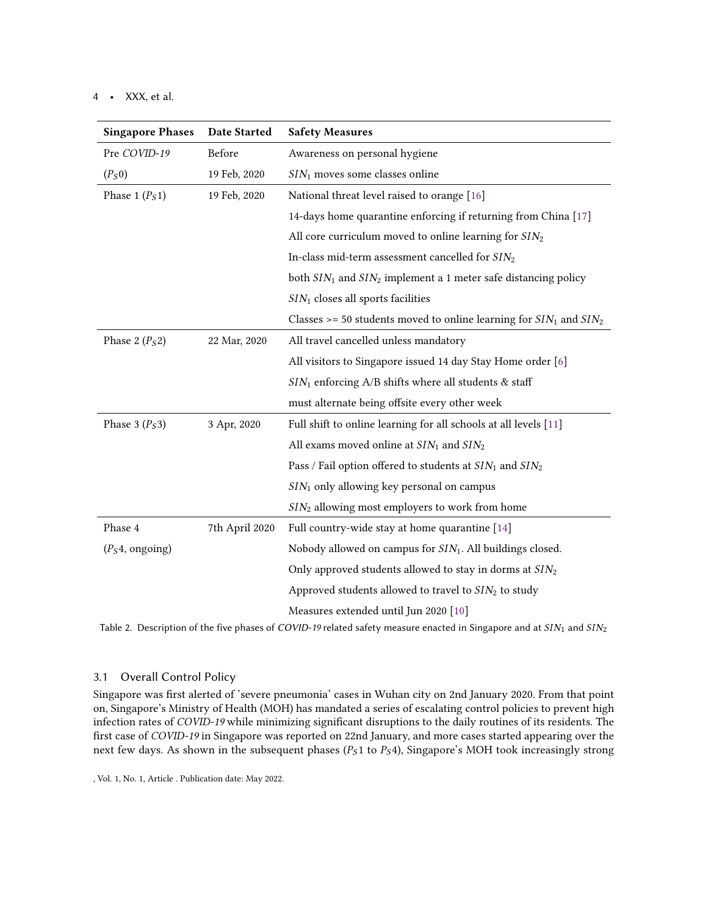| Singapore Phases | Date Started | Safety Measures |
|---|---|---|
| Pre *COVID-19* | Before | Awareness on personal hygiene |
| ($P_S0$) | 19 Feb, 2020 | $SIN_1$ moves some classes online |
| Phase 1 ($P_S1$) | 19 Feb, 2020 | National threat level raised to orange [16] |
| | | 14-days home quarantine enforcing if returning from China [17] |
| | | All core curriculum moved to online learning for $SIN_2$ |
| | | In-class mid-term assessment cancelled for $SIN_2$ |
| | | both $SIN_1$ and $SIN_2$ implement a 1 meter safe distancing policy |
| | | $SIN_1$ closes all sports facilities |
| | | Classes >= 50 students moved to online learning for $SIN_1$ and $SIN_2$ |
| Phase 2 ($P_S2$) | 22 Mar, 2020 | All travel cancelled unless mandatory |
| | | All visitors to Singapore issued 14 day Stay Home order [6] |
| | | $SIN_1$ enforcing A/B shifts where all students & staff |
| | | must alternate being offsite every other week |
| Phase 3 ($P_S3$) | 3 Apr, 2020 | Full shift to online learning for all schools at all levels [11] |
| | | All exams moved online at $SIN_1$ and $SIN_2$ |
| | | Pass / Fail option offered to students at $SIN_1$ and $SIN_2$ |
| | | $SIN_1$ only allowing key personal on campus |
| | | $SIN_2$ allowing most employers to work from home |
| Phase 4 | 7th April 2020 | Full country-wide stay at home quarantine [14] |
| ($P_S4$, ongoing) | | Nobody allowed on campus for $SIN_1$. All buildings closed. |
| | | Only approved students allowed to stay in dorms at $SIN_2$ |
| | | Approved students allowed to travel to $SIN_2$ to study |
| | | Measures extended until Jun 2020 [10] |

Table 2. Description of the five phases of *COVID-19* related safety measure enacted in Singapore and at $SIN_1$ and $SIN_2$

### 3.1 Overall Control Policy

Singapore was first alerted of 'severe pneumonia' cases in Wuhan city on 2nd January 2020. From that point on, Singapore's Ministry of Health (MOH) has mandated a series of escalating control policies to prevent high infection rates of *COVID-19* while minimizing significant disruptions to the daily routines of its residents. The first case of *COVID-19* in Singapore was reported on 22nd January, and more cases started appearing over the next few days. As shown in the subsequent phases ($P_S1$ to $P_S4$), Singapore's MOH took increasingly strong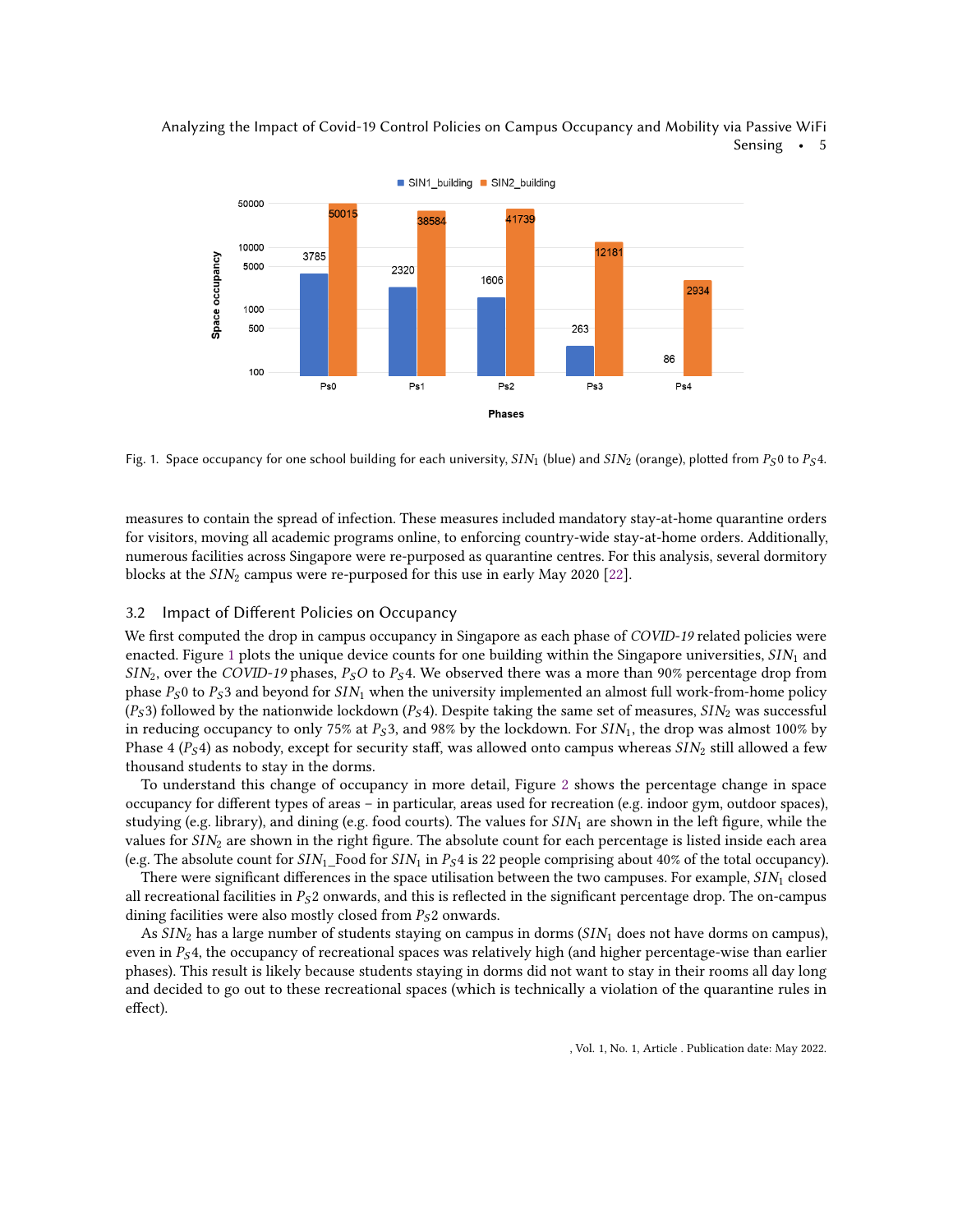Fig. 1. Space occupancy for one school building for each university, $SIN_1$ (blue) and $SIN_2$ (orange), plotted from $P_S0$ to $P_S4$.

measures to contain the spread of infection. These measures included mandatory stay-at-home quarantine orders for visitors, moving all academic programs online, to enforcing country-wide stay-at-home orders. Additionally, numerous facilities across Singapore were re-purposed as quarantine centres. For this analysis, several dormitory blocks at the $SIN_2$ campus were re-purposed for this use in early May 2020 [22].

### 3.2 Impact of Different Policies on Occupancy

We first computed the drop in campus occupancy in Singapore as each phase of *COVID-19* related policies were enacted. Figure 1 plots the unique device counts for one building within the Singapore universities, $SIN_1$ and $SIN_2$, over the *COVID-19* phases, $P_SO$ to $P_S4$. We observed there was a more than 90% percentage drop from phase $P_S0$ to $P_S3$ and beyond for $SIN_1$ when the university implemented an almost full work-from-home policy ($P_S3$) followed by the nationwide lockdown ($P_S4$). Despite taking the same set of measures, $SIN_2$ was successful in reducing occupancy to only 75% at $P_S3$, and 98% by the lockdown. For $SIN_1$, the drop was almost 100% by Phase 4 ($P_S4$) as nobody, except for security staff, was allowed onto campus whereas $SIN_2$ still allowed a few thousand students to stay in the dorms.

To understand this change of occupancy in more detail, Figure 2 shows the percentage change in space occupancy for different types of areas – in particular, areas used for recreation (e.g. indoor gym, outdoor spaces), studying (e.g. library), and dining (e.g. food courts). The values for $SIN_1$ are shown in the left figure, while the values for $SIN_2$ are shown in the right figure. The absolute count for each percentage is listed inside each area (e.g. The absolute count for $SIN_1$_Food for $SIN_1$ in $P_S4$ is 22 people comprising about 40% of the total occupancy).

There were significant differences in the space utilisation between the two campuses. For example, $SIN_1$ closed all recreational facilities in $P_S2$ onwards, and this is reflected in the significant percentage drop. The on-campus dining facilities were also mostly closed from $P_S2$ onwards.

As $SIN_2$ has a large number of students staying on campus in dorms ($SIN_1$ does not have dorms on campus), even in $P_S4$, the occupancy of recreational spaces was relatively high (and higher percentage-wise than earlier phases). This result is likely because students staying in dorms did not want to stay in their rooms all day long and decided to go out to these recreational spaces (which is technically a violation of the quarantine rules in effect).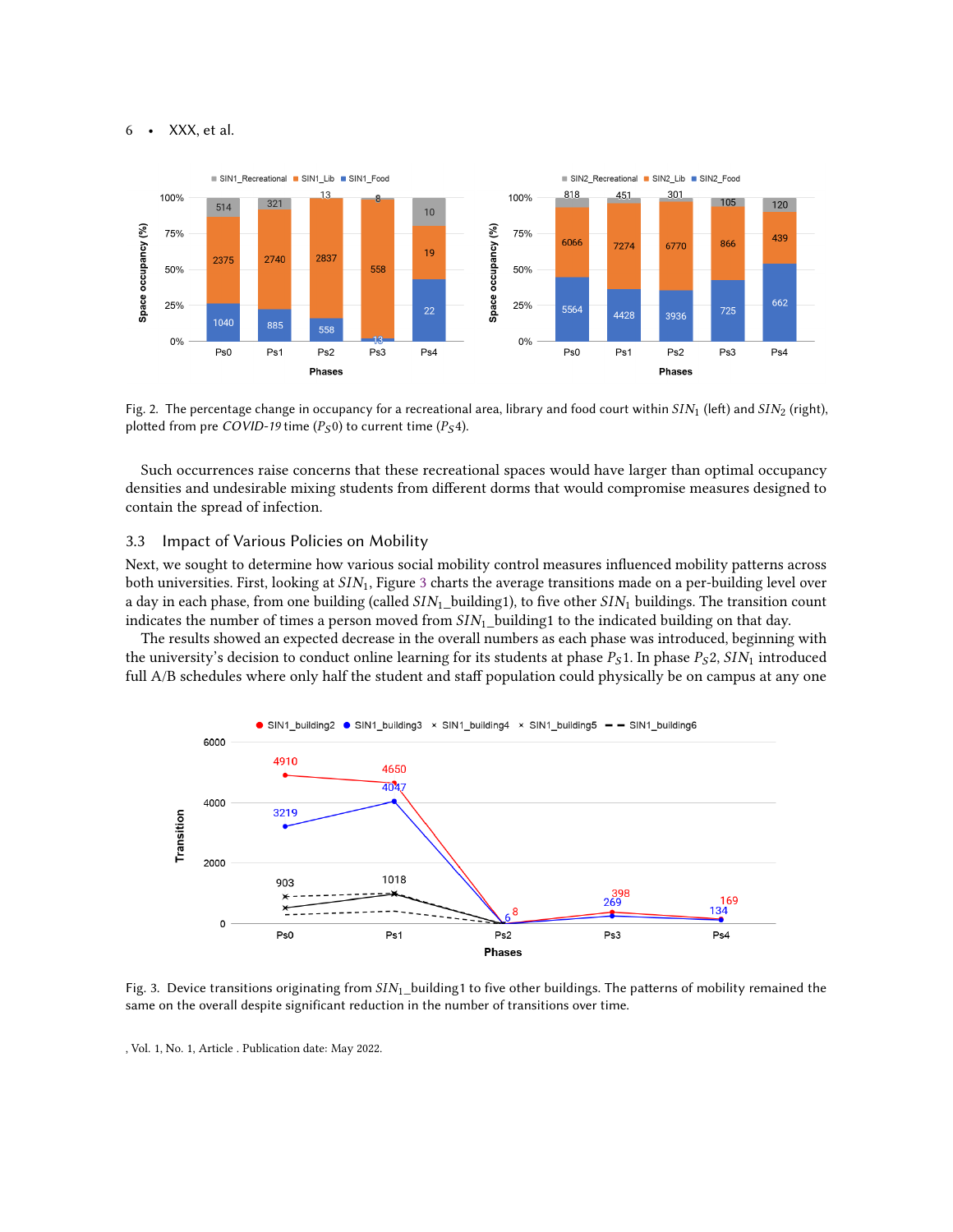Fig. 2. The percentage change in occupancy for a recreational area, library and food court within $SIN_1$ (left) and $SIN_2$ (right), plotted from pre *COVID-19* time ($P_S0$) to current time ($P_S4$).

Such occurrences raise concerns that these recreational spaces would have larger than optimal occupancy densities and undesirable mixing students from different dorms that would compromise measures designed to contain the spread of infection.

## 3.3 Impact of Various Policies on Mobility

Next, we sought to determine how various social mobility control measures influenced mobility patterns across both universities. First, looking at $SIN_1$, Figure 3 charts the average transitions made on a per-building level over a day in each phase, from one building (called $SIN_1$_building1), to five other $SIN_1$ buildings. The transition count indicates the number of times a person moved from $SIN_1$_building1 to the indicated building on that day.

The results showed an expected decrease in the overall numbers as each phase was introduced, beginning with the university's decision to conduct online learning for its students at phase $P_S1$. In phase $P_S2$, $SIN_1$ introduced full A/B schedules where only half the student and staff population could physically be on campus at any one

Fig. 3. Device transitions originating from $SIN_1$_building1 to five other buildings. The patterns of mobility remained the same on the overall despite significant reduction in the number of transitions over time.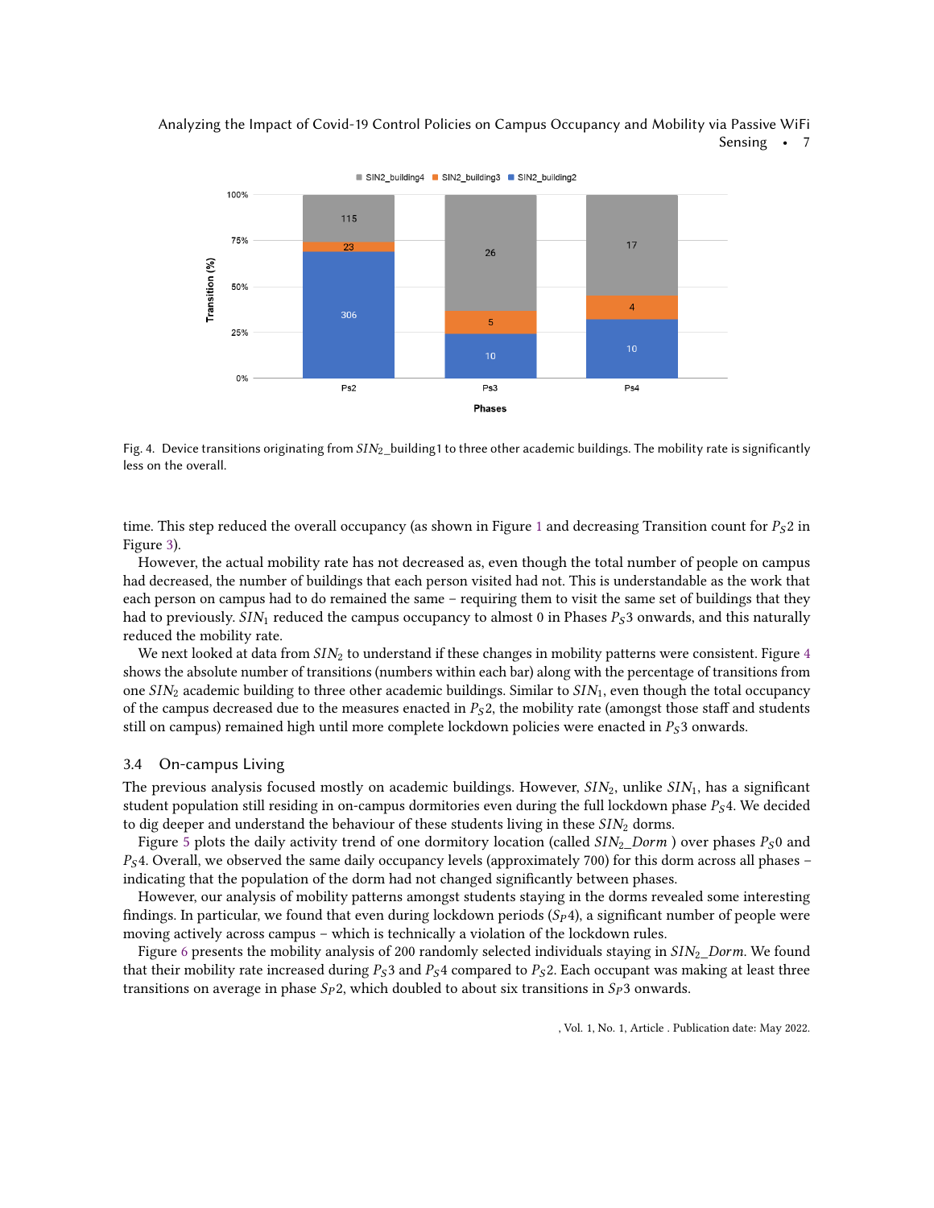Fig. 4. Device transitions originating from $SIN_2$_building1 to three other academic buildings. The mobility rate is significantly less on the overall.

time. This step reduced the overall occupancy (as shown in Figure 1 and decreasing Transition count for $P_S2$ in Figure 3).

However, the actual mobility rate has not decreased as, even though the total number of people on campus had decreased, the number of buildings that each person visited had not. This is understandable as the work that each person on campus had to do remained the same – requiring them to visit the same set of buildings that they had to previously. $SIN_1$ reduced the campus occupancy to almost 0 in Phases $P_S3$ onwards, and this naturally reduced the mobility rate.

We next looked at data from $SIN_2$ to understand if these changes in mobility patterns were consistent. Figure 4 shows the absolute number of transitions (numbers within each bar) along with the percentage of transitions from one $SIN_2$ academic building to three other academic buildings. Similar to $SIN_1$, even though the total occupancy of the campus decreased due to the measures enacted in $P_S2$, the mobility rate (amongst those staff and students still on campus) remained high until more complete lockdown policies were enacted in $P_S3$ onwards.

### 3.4 On-campus Living

The previous analysis focused mostly on academic buildings. However, $SIN_2$, unlike $SIN_1$, has a significant student population still residing in on-campus dormitories even during the full lockdown phase $P_S4$. We decided to dig deeper and understand the behaviour of these students living in these $SIN_2$ dorms.

Figure 5 plots the daily activity trend of one dormitory location (called $SIN_2\_Dorm$ ) over phases $P_S0$ and $P_S4$. Overall, we observed the same daily occupancy levels (approximately 700) for this dorm across all phases – indicating that the population of the dorm had not changed significantly between phases.

However, our analysis of mobility patterns amongst students staying in the dorms revealed some interesting findings. In particular, we found that even during lockdown periods ($S_P4$), a significant number of people were moving actively across campus – which is technically a violation of the lockdown rules.

Figure 6 presents the mobility analysis of 200 randomly selected individuals staying in $SIN_2\_Dorm$. We found that their mobility rate increased during $P_S3$ and $P_S4$ compared to $P_S2$. Each occupant was making at least three transitions on average in phase $S_P2$, which doubled to about six transitions in $S_P3$ onwards.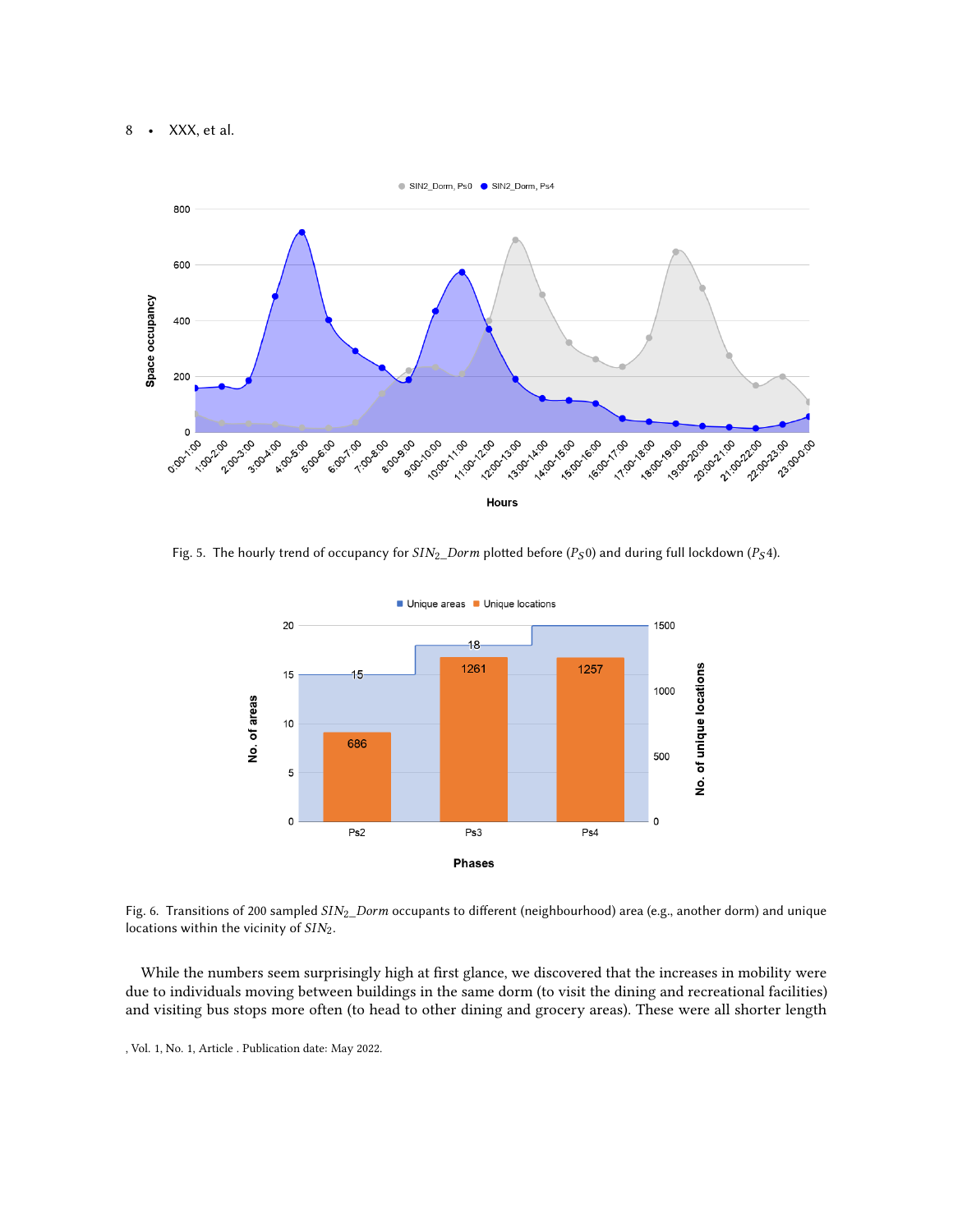Fig. 5. The hourly trend of occupancy for $SIN_2\_Dorm$ plotted before ($P_S0$) and during full lockdown ($P_S4$).

Fig. 6. Transitions of 200 sampled $SIN_2\_Dorm$ occupants to different (neighbourhood) area (e.g., another dorm) and unique locations within the vicinity of $SIN_2$.

While the numbers seem surprisingly high at first glance, we discovered that the increases in mobility were due to individuals moving between buildings in the same dorm (to visit the dining and recreational facilities) and visiting bus stops more often (to head to other dining and grocery areas). These were all shorter length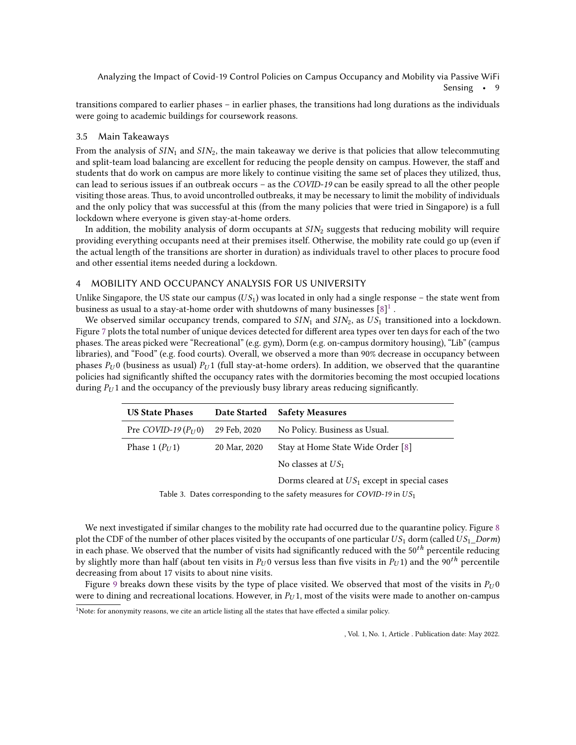transitions compared to earlier phases – in earlier phases, the transitions had long durations as the individuals were going to academic buildings for coursework reasons.

### 3.5 Main Takeaways

From the analysis of $SIN_1$ and $SIN_2$, the main takeaway we derive is that policies that allow telecommuting and split-team load balancing are excellent for reducing the people density on campus. However, the staff and students that do work on campus are more likely to continue visiting the same set of places they utilized, thus, can lead to serious issues if an outbreak occurs – as the *COVID-19* can be easily spread to all the other people visiting those areas. Thus, to avoid uncontrolled outbreaks, it may be necessary to limit the mobility of individuals and the only policy that was successful at this (from the many policies that were tried in Singapore) is a full lockdown where everyone is given stay-at-home orders.

In addition, the mobility analysis of dorm occupants at $SIN_2$ suggests that reducing mobility will require providing everything occupants need at their premises itself. Otherwise, the mobility rate could go up (even if the actual length of the transitions are shorter in duration) as individuals travel to other places to procure food and other essential items needed during a lockdown.

## 4 MOBILITY AND OCCUPANCY ANALYSIS FOR US UNIVERSITY

Unlike Singapore, the US state our campus ($US_1$) was located in only had a single response – the state went from business as usual to a stay-at-home order with shutdowns of many businesses [8][1].

We observed similar occupancy trends, compared to $SIN_1$ and $SIN_2$, as $US_1$ transitioned into a lockdown. Figure 7 plots the total number of unique devices detected for different area types over ten days for each of the two phases. The areas picked were "Recreational" (e.g. gym), Dorm (e.g. on-campus dormitory housing), "Lib" (campus libraries), and "Food" (e.g. food courts). Overall, we observed a more than 90% decrease in occupancy between phases $P_U0$ (business as usual) $P_U1$ (full stay-at-home orders). In addition, we observed that the quarantine policies had significantly shifted the occupancy rates with the dormitories becoming the most occupied locations during $P_U1$ and the occupancy of the previously busy library areas reducing significantly.

| **US State Phases** | **Date Started** | **Safety Measures** |
|---|---|---|
| Pre *COVID-19* ($P_U0$) | 29 Feb, 2020 | No Policy. Business as Usual. |
| Phase 1 ($P_U1$) | 20 Mar, 2020 | Stay at Home State Wide Order [8] |
| | | No classes at $US_1$ |
| | | Dorms cleared at $US_1$ except in special cases |

Table 3. Dates corresponding to the safety measures for *COVID-19* in $US_1$

We next investigated if similar changes to the mobility rate had occurred due to the quarantine policy. Figure 8 plot the CDF of the number of other places visited by the occupants of one particular $US_1$ dorm (called $US_1\_Dorm$) in each phase. We observed that the number of visits had significantly reduced with the $50^{th}$ percentile reducing by slightly more than half (about ten visits in $P_U0$ versus less than five visits in $P_U1$) and the $90^{th}$ percentile decreasing from about 17 visits to about nine visits.

Figure 9 breaks down these visits by the type of place visited. We observed that most of the visits in $P_U0$ were to dining and recreational locations. However, in $P_U1$, most of the visits were made to another on-campus

[1] Note: for anonymity reasons, we cite an article listing all the states that have effected a similar policy.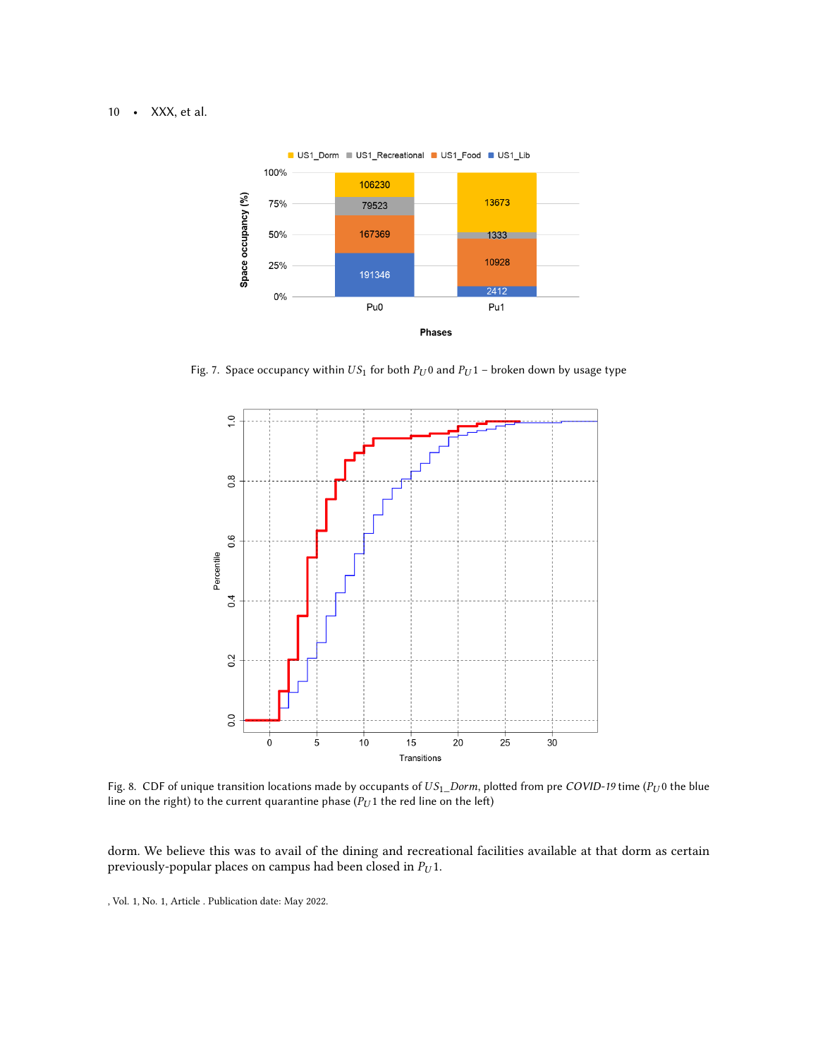Fig. 7. Space occupancy within $US_1$ for both $P_U0$ and $P_U1$ – broken down by usage type

Fig. 8. CDF of unique transition locations made by occupants of $US_1$_*Dorm*, plotted from pre *COVID-19* time ($P_U0$ the blue line on the right) to the current quarantine phase ($P_U1$ the red line on the left)

dorm. We believe this was to avail of the dining and recreational facilities available at that dorm as certain previously-popular places on campus had been closed in $P_U1$.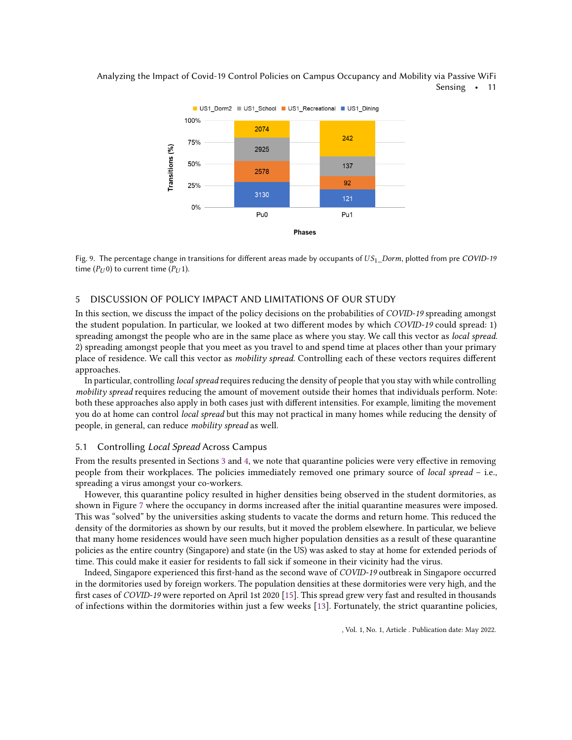Fig. 9. The percentage change in transitions for different areas made by occupants of $US_1\_Dorm$, plotted from pre *COVID-19* time ($P_U0$) to current time ($P_U1$).

## 5 DISCUSSION OF POLICY IMPACT AND LIMITATIONS OF OUR STUDY

In this section, we discuss the impact of the policy decisions on the probabilities of *COVID-19* spreading amongst the student population. In particular, we looked at two different modes by which *COVID-19* could spread: 1) spreading amongst the people who are in the same place as where you stay. We call this vector as *local spread*. 2) spreading amongst people that you meet as you travel to and spend time at places other than your primary place of residence. We call this vector as *mobility spread*. Controlling each of these vectors requires different approaches.

In particular, controlling *local spread* requires reducing the density of people that you stay with while controlling *mobility spread* requires reducing the amount of movement outside their homes that individuals perform. Note: both these approaches also apply in both cases just with different intensities. For example, limiting the movement you do at home can control *local spread* but this may not practical in many homes while reducing the density of people, in general, can reduce *mobility spread* as well.

### 5.1 Controlling *Local Spread* Across Campus

From the results presented in Sections 3 and 4, we note that quarantine policies were very effective in removing people from their workplaces. The policies immediately removed one primary source of *local spread* – i.e., spreading a virus amongst your co-workers.

However, this quarantine policy resulted in higher densities being observed in the student dormitories, as shown in Figure 7 where the occupancy in dorms increased after the initial quarantine measures were imposed. This was "solved" by the universities asking students to vacate the dorms and return home. This reduced the density of the dormitories as shown by our results, but it moved the problem elsewhere. In particular, we believe that many home residences would have seen much higher population densities as a result of these quarantine policies as the entire country (Singapore) and state (in the US) was asked to stay at home for extended periods of time. This could make it easier for residents to fall sick if someone in their vicinity had the virus.

Indeed, Singapore experienced this first-hand as the second wave of *COVID-19* outbreak in Singapore occurred in the dormitories used by foreign workers. The population densities at these dormitories were very high, and the first cases of *COVID-19* were reported on April 1st 2020 [15]. This spread grew very fast and resulted in thousands of infections within the dormitories within just a few weeks [13]. Fortunately, the strict quarantine policies,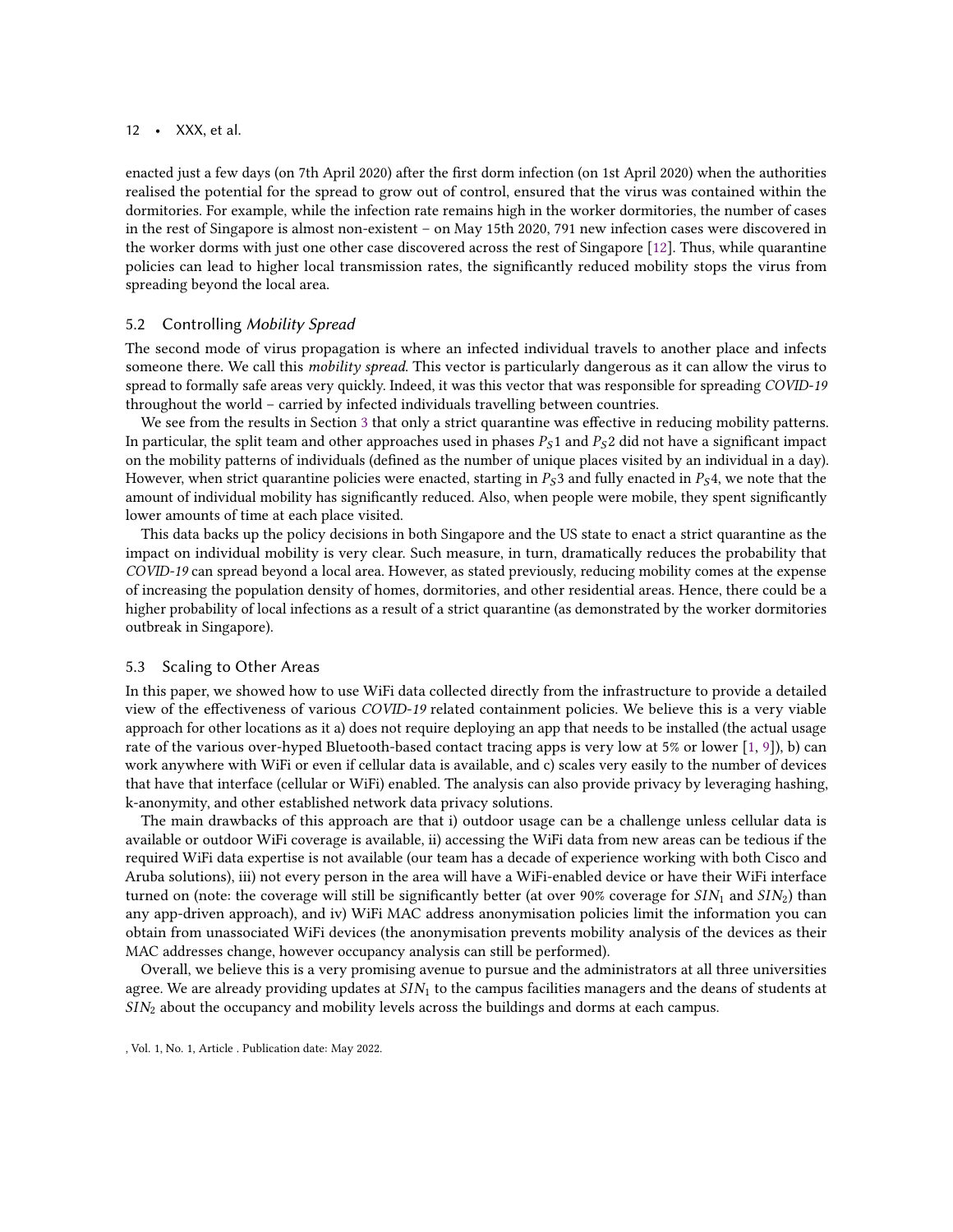enacted just a few days (on 7th April 2020) after the first dorm infection (on 1st April 2020) when the authorities realised the potential for the spread to grow out of control, ensured that the virus was contained within the dormitories. For example, while the infection rate remains high in the worker dormitories, the number of cases in the rest of Singapore is almost non-existent – on May 15th 2020, 791 new infection cases were discovered in the worker dorms with just one other case discovered across the rest of Singapore [12]. Thus, while quarantine policies can lead to higher local transmission rates, the significantly reduced mobility stops the virus from spreading beyond the local area.

### 5.2 Controlling *Mobility Spread*

The second mode of virus propagation is where an infected individual travels to another place and infects someone there. We call this *mobility spread*. This vector is particularly dangerous as it can allow the virus to spread to formally safe areas very quickly. Indeed, it was this vector that was responsible for spreading *COVID-19* throughout the world – carried by infected individuals travelling between countries.

We see from the results in Section 3 that only a strict quarantine was effective in reducing mobility patterns. In particular, the split team and other approaches used in phases $P_S1$ and $P_S2$ did not have a significant impact on the mobility patterns of individuals (defined as the number of unique places visited by an individual in a day). However, when strict quarantine policies were enacted, starting in $P_S3$ and fully enacted in $P_S4$, we note that the amount of individual mobility has significantly reduced. Also, when people were mobile, they spent significantly lower amounts of time at each place visited.

This data backs up the policy decisions in both Singapore and the US state to enact a strict quarantine as the impact on individual mobility is very clear. Such measure, in turn, dramatically reduces the probability that *COVID-19* can spread beyond a local area. However, as stated previously, reducing mobility comes at the expense of increasing the population density of homes, dormitories, and other residential areas. Hence, there could be a higher probability of local infections as a result of a strict quarantine (as demonstrated by the worker dormitories outbreak in Singapore).

### 5.3 Scaling to Other Areas

In this paper, we showed how to use WiFi data collected directly from the infrastructure to provide a detailed view of the effectiveness of various *COVID-19* related containment policies. We believe this is a very viable approach for other locations as it a) does not require deploying an app that needs to be installed (the actual usage rate of the various over-hyped Bluetooth-based contact tracing apps is very low at 5% or lower [1, 9]), b) can work anywhere with WiFi or even if cellular data is available, and c) scales very easily to the number of devices that have that interface (cellular or WiFi) enabled. The analysis can also provide privacy by leveraging hashing, k-anonymity, and other established network data privacy solutions.

The main drawbacks of this approach are that i) outdoor usage can be a challenge unless cellular data is available or outdoor WiFi coverage is available, ii) accessing the WiFi data from new areas can be tedious if the required WiFi data expertise is not available (our team has a decade of experience working with both Cisco and Aruba solutions), iii) not every person in the area will have a WiFi-enabled device or have their WiFi interface turned on (note: the coverage will still be significantly better (at over 90% coverage for $SIN_1$ and $SIN_2$) than any app-driven approach), and iv) WiFi MAC address anonymisation policies limit the information you can obtain from unassociated WiFi devices (the anonymisation prevents mobility analysis of the devices as their MAC addresses change, however occupancy analysis can still be performed).

Overall, we believe this is a very promising avenue to pursue and the administrators at all three universities agree. We are already providing updates at $SIN_1$ to the campus facilities managers and the deans of students at $SIN_2$ about the occupancy and mobility levels across the buildings and dorms at each campus.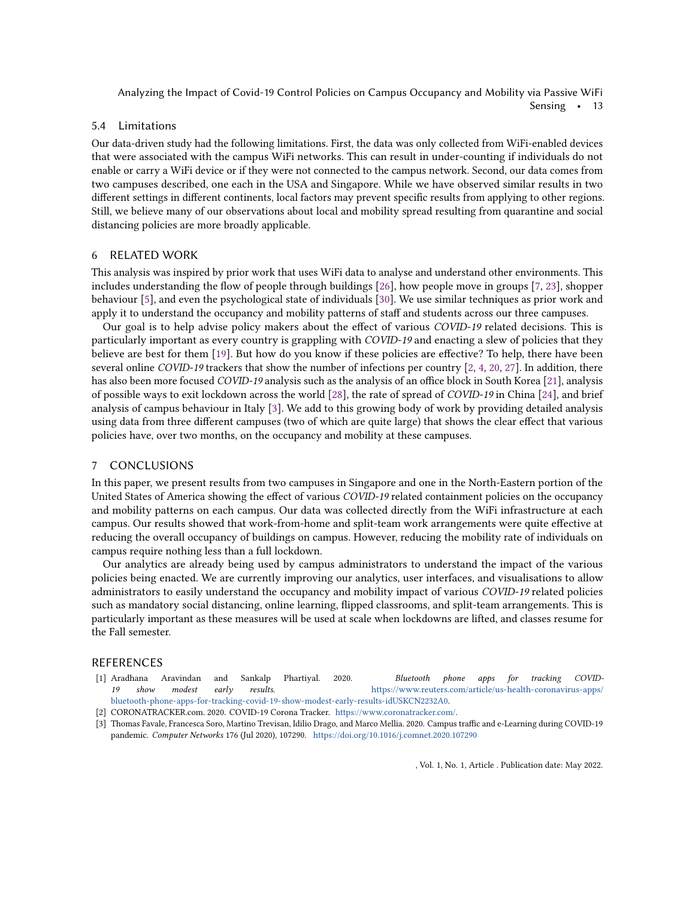### 5.4 Limitations

Our data-driven study had the following limitations. First, the data was only collected from WiFi-enabled devices that were associated with the campus WiFi networks. This can result in under-counting if individuals do not enable or carry a WiFi device or if they were not connected to the campus network. Second, our data comes from two campuses described, one each in the USA and Singapore. While we have observed similar results in two different settings in different continents, local factors may prevent specific results from applying to other regions. Still, we believe many of our observations about local and mobility spread resulting from quarantine and social distancing policies are more broadly applicable.

## 6 RELATED WORK

This analysis was inspired by prior work that uses WiFi data to analyse and understand other environments. This includes understanding the flow of people through buildings [26], how people move in groups [7, 23], shopper behaviour [5], and even the psychological state of individuals [30]. We use similar techniques as prior work and apply it to understand the occupancy and mobility patterns of staff and students across our three campuses.

Our goal is to help advise policy makers about the effect of various *COVID-19* related decisions. This is particularly important as every country is grappling with *COVID-19* and enacting a slew of policies that they believe are best for them [19]. But how do you know if these policies are effective? To help, there have been several online *COVID-19* trackers that show the number of infections per country [2, 4, 20, 27]. In addition, there has also been more focused *COVID-19* analysis such as the analysis of an office block in South Korea [21], analysis of possible ways to exit lockdown across the world [28], the rate of spread of *COVID-19* in China [24], and brief analysis of campus behaviour in Italy [3]. We add to this growing body of work by providing detailed analysis using data from three different campuses (two of which are quite large) that shows the clear effect that various policies have, over two months, on the occupancy and mobility at these campuses.

## 7 CONCLUSIONS

In this paper, we present results from two campuses in Singapore and one in the North-Eastern portion of the United States of America showing the effect of various *COVID-19* related containment policies on the occupancy and mobility patterns on each campus. Our data was collected directly from the WiFi infrastructure at each campus. Our results showed that work-from-home and split-team work arrangements were quite effective at reducing the overall occupancy of buildings on campus. However, reducing the mobility rate of individuals on campus require nothing less than a full lockdown.

Our analytics are already being used by campus administrators to understand the impact of the various policies being enacted. We are currently improving our analytics, user interfaces, and visualisations to allow administrators to easily understand the occupancy and mobility impact of various *COVID-19* related policies such as mandatory social distancing, online learning, flipped classrooms, and split-team arrangements. This is particularly important as these measures will be used at scale when lockdowns are lifted, and classes resume for the Fall semester.

## REFERENCES

[1] Aradhana Aravindan and Sankalp Phartiyal. 2020. *Bluetooth phone apps for tracking COVID-19 show modest early results.* https://www.reuters.com/article/us-health-coronavirus-apps/bluetooth-phone-apps-for-tracking-covid-19-show-modest-early-results-idUSKCN2232A0.

[2] CORONATRACKER.com. 2020. COVID-19 Corona Tracker. https://www.coronatracker.com/.

[3] Thomas Favale, Francesca Soro, Martino Trevisan, Idilio Drago, and Marco Mellia. 2020. Campus traffic and e-Learning during COVID-19 pandemic. *Computer Networks* 176 (Jul 2020), 107290. https://doi.org/10.1016/j.comnet.2020.107290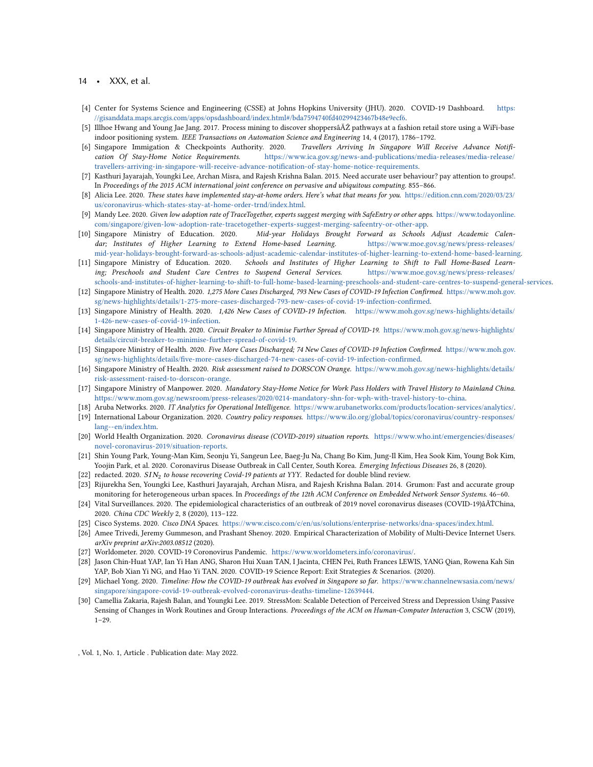[4] Center for Systems Science and Engineering (CSSE) at Johns Hopkins University (JHU). 2020. COVID-19 Dashboard. https://gisanddata.maps.arcgis.com/apps/opsdashboard/index.html#/bda7594740fd40299423467b48e9ecf6.

[5] Illhoe Hwang and Young Jae Jang. 2017. Process mining to discover shoppersâĂŹ pathways at a fashion retail store using a WiFi-base indoor positioning system. *IEEE Transactions on Automation Science and Engineering* 14, 4 (2017), 1786–1792.

[6] Singapore Immigation & Checkpoints Authority. 2020. *Travellers Arriving In Singapore Will Receive Advance Notification Of Stay-Home Notice Requirements*. https://www.ica.gov.sg/news-and-publications/media-releases/media-release/travellers-arriving-in-singapore-will-receive-advance-notification-of-stay-home-notice-requirements.

[7] Kasthuri Jayarajah, Youngki Lee, Archan Misra, and Rajesh Krishna Balan. 2015. Need accurate user behaviour? pay attention to groups!. In *Proceedings of the 2015 ACM international joint conference on pervasive and ubiquitous computing*. 855–866.

[8] Alicia Lee. 2020. *These states have implemented stay-at-home orders. Here's what that means for you.* https://edition.cnn.com/2020/03/23/us/coronavirus-which-states-stay-at-home-order-trnd/index.html.

[9] Mandy Lee. 2020. *Given low adoption rate of TraceTogether, experts suggest merging with SafeEntry or other apps.* https://www.todayonline.com/singapore/given-low-adoption-rate-tracetogether-experts-suggest-merging-safeentry-or-other-app.

[10] Singapore Ministry of Education. 2020. *Mid-year Holidays Brought Forward as Schools Adjust Academic Calendar; Institutes of Higher Learning to Extend Home-based Learning*. https://www.moe.gov.sg/news/press-releases/mid-year-holidays-brought-forward-as-schools-adjust-academic-calendar-institutes-of-higher-learning-to-extend-home-based-learning.

[11] Singapore Ministry of Education. 2020. *Schools and Institutes of Higher Learning to Shift to Full Home-Based Learning; Preschools and Student Care Centres to Suspend General Services*. https://www.moe.gov.sg/news/press-releases/schools-and-institutes-of-higher-learning-to-shift-to-full-home-based-learning-preschools-and-student-care-centres-to-suspend-general-services.

[12] Singapore Ministry of Health. 2020. *1,275 More Cases Discharged, 793 New Cases of COVID-19 Infection Confirmed.* https://www.moh.gov.sg/news-highlights/details/1-275-more-cases-discharged-793-new-cases-of-covid-19-infection-confirmed.

[13] Singapore Ministry of Health. 2020. *1,426 New Cases of COVID-19 Infection.* https://www.moh.gov.sg/news-highlights/details/1-426-new-cases-of-covid-19-infection.

[14] Singapore Ministry of Health. 2020. *Circuit Breaker to Minimise Further Spread of COVID-19.* https://www.moh.gov.sg/news-highlights/details/circuit-breaker-to-minimise-further-spread-of-covid-19.

[15] Singapore Ministry of Health. 2020. *Five More Cases Discharged; 74 New Cases of COVID-19 Infection Confirmed.* https://www.moh.gov.sg/news-highlights/details/five-more-cases-discharged-74-new-cases-of-covid-19-infection-confirmed.

[16] Singapore Ministry of Health. 2020. *Risk assessment raised to DORSCON Orange.* https://www.moh.gov.sg/news-highlights/details/risk-assessment-raised-to-dorscon-orange.

[17] Singapore Ministry of Manpower. 2020. *Mandatory Stay-Home Notice for Work Pass Holders with Travel History to Mainland China.* https://www.mom.gov.sg/newsroom/press-releases/2020/0214-mandatory-shn-for-wph-with-travel-history-to-china.

[18] Aruba Networks. 2020. *IT Analytics for Operational Intelligence.* https://www.arubanetworks.com/products/location-services/analytics/.

[19] International Labour Organization. 2020. *Country policy responses.* https://www.ilo.org/global/topics/coronavirus/country-responses/lang--en/index.htm.

[20] World Health Organization. 2020. *Coronavirus disease (COVID-2019) situation reports.* https://www.who.int/emergencies/diseases/novel-coronavirus-2019/situation-reports.

[21] Shin Young Park, Young-Man Kim, Seonju Yi, Sangeun Lee, Baeg-Ju Na, Chang Bo Kim, Jung-Il Kim, Hea Sook Kim, Young Bok Kim, Yoojin Park, et al. 2020. Coronavirus Disease Outbreak in Call Center, South Korea. *Emerging Infectious Diseases* 26, 8 (2020).

[22] redacted. 2020. *$SIN_2$ to house recovering Covid-19 patients at YYY.* Redacted for double blind review.

[23] Rijurekha Sen, Youngki Lee, Kasthuri Jayarajah, Archan Misra, and Rajesh Krishna Balan. 2014. Grumon: Fast and accurate group monitoring for heterogeneous urban spaces. In *Proceedings of the 12th ACM Conference on Embedded Network Sensor Systems*. 46–60.

[24] Vital Surveillances. 2020. The epidemiological characteristics of an outbreak of 2019 novel coronavirus diseases (COVID-19)âĂŤChina, 2020. *China CDC Weekly* 2, 8 (2020), 113–122.

[25] Cisco Systems. 2020. *Cisco DNA Spaces.* https://www.cisco.com/c/en/us/solutions/enterprise-networks/dna-spaces/index.html.

[26] Amee Trivedi, Jeremy Gummeson, and Prashant Shenoy. 2020. Empirical Characterization of Mobility of Multi-Device Internet Users. *arXiv preprint arXiv:2003.08512* (2020).

[27] Worldometer. 2020. COVID-19 Coronovirus Pandemic. https://www.worldometers.info/coronavirus/.

[28] Jason Chin-Huat YAP, Ian Yi Han ANG, Sharon Hui Xuan TAN, I Jacinta, CHEN Pei, Ruth Frances LEWIS, YANG Qian, Rowena Kah Sin YAP, Bob Xian Yi NG, and Hao Yi TAN. 2020. COVID-19 Science Report: Exit Strategies & Scenarios. (2020).

[29] Michael Yong. 2020. *Timeline: How the COVID-19 outbreak has evolved in Singapore so far.* https://www.channelnewsasia.com/news/singapore/singapore-covid-19-outbreak-evolved-coronavirus-deaths-timeline-12639444.

[30] Camellia Zakaria, Rajesh Balan, and Youngki Lee. 2019. StressMon: Scalable Detection of Perceived Stress and Depression Using Passive Sensing of Changes in Work Routines and Group Interactions. *Proceedings of the ACM on Human-Computer Interaction* 3, CSCW (2019), 1–29.